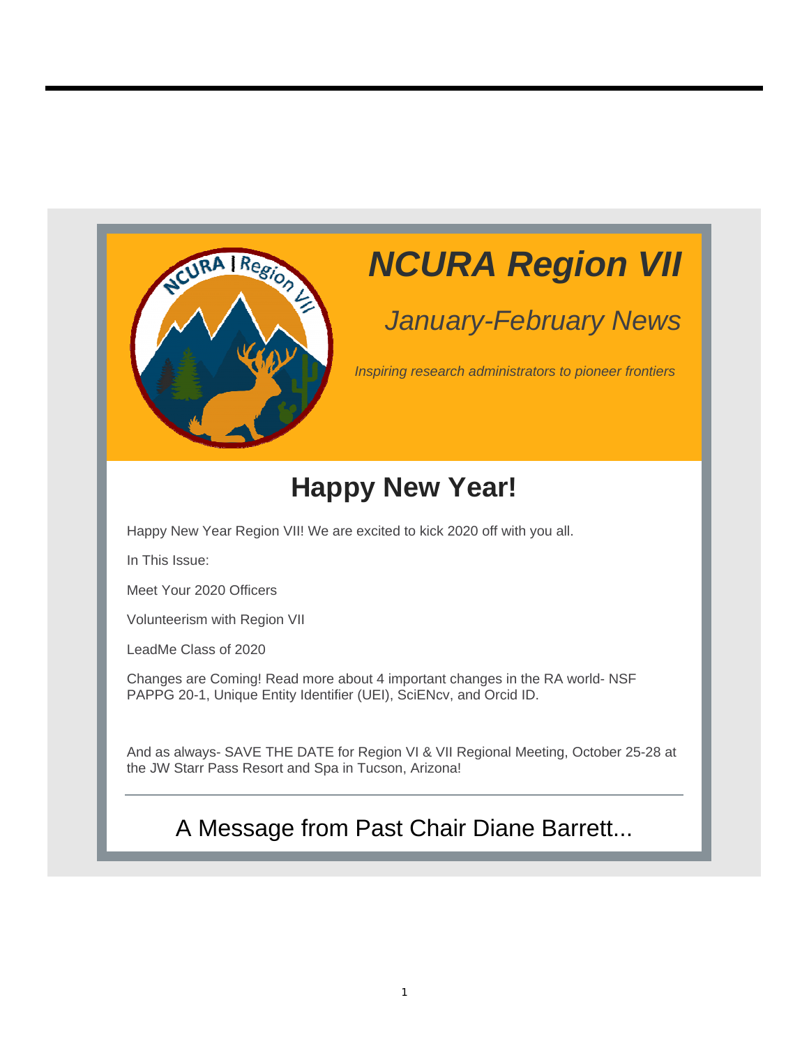# NCURA Region VII

## *January-February News*

*Inspiring research administrators to pioneer frontiers*

## Happy New Year!

Happy New Year Region VII! We are excited to kick 2020 off with you all.

In This Issue:

Meet Your 2020 Officers

Volunteerism with Region VII

LeadMe Class of 2020

Changes are Coming! Read more about 4 important changes in the RA world- NSF PAPPG 20-1, Unique Entity Identifier (UEI), SciENcv, and Orcid ID.

And as always- SAVE THE DATE for Region VI & VII Regional Meeting, October 25-28 at the JW Starr Pass Resort and Spa in Tucson, Arizona!

---

## A Message from Past Chair Diane Barrett...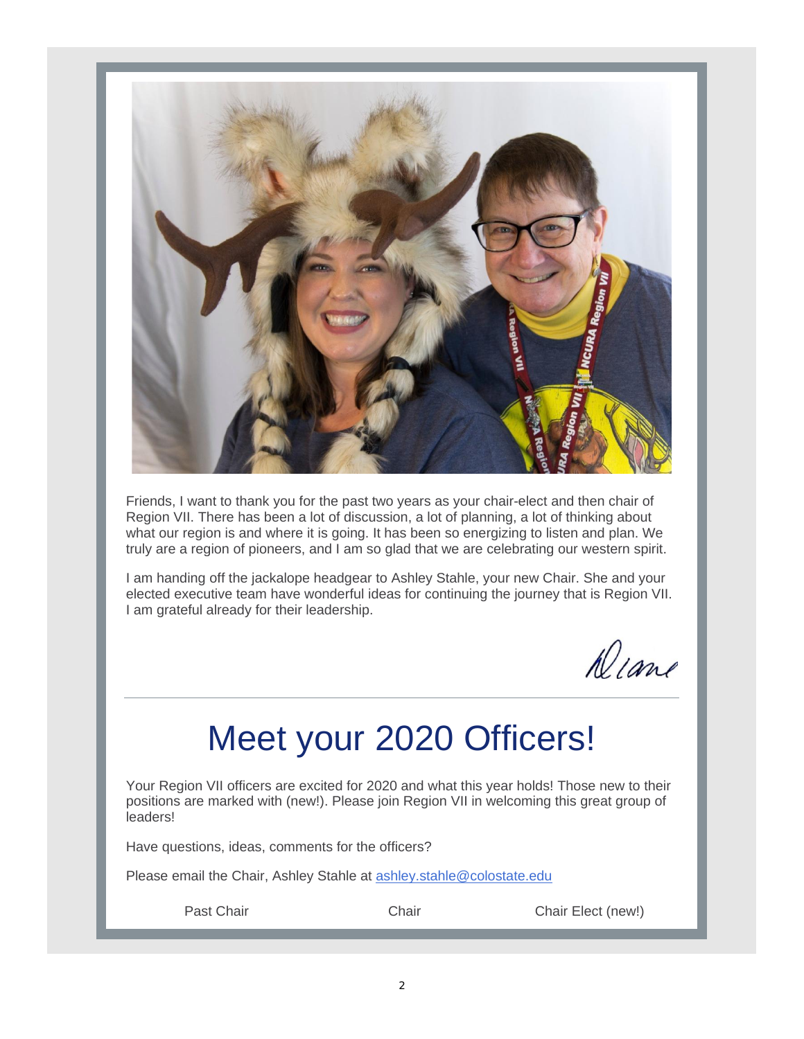Friends, I want to thank you for the past two years as your chair-elect and then chair of Region VII. There has been a lot of discussion, a lot of planning, a lot of thinking about what our region is and where it is going. It has been so energizing to listen and plan. We truly are a region of pioneers, and I am so glad that we are celebrating our western spirit.

I am handing off the jackalope headgear to Ashley Stahle, your new Chair. She and your elected executive team have wonderful ideas for continuing the journey that is Region VII. I am grateful already for their leadership.

Diane

---

# Meet your 2020 Officers!

Your Region VII officers are excited for 2020 and what this year holds! Those new to their positions are marked with (new!). Please join Region VII in welcoming this great group of leaders!

Have questions, ideas, comments for the officers?

Please email the Chair, Ashley Stahle at ashley.stahle@colostate.edu

Past Chair | Chair | Chair Elect (new!)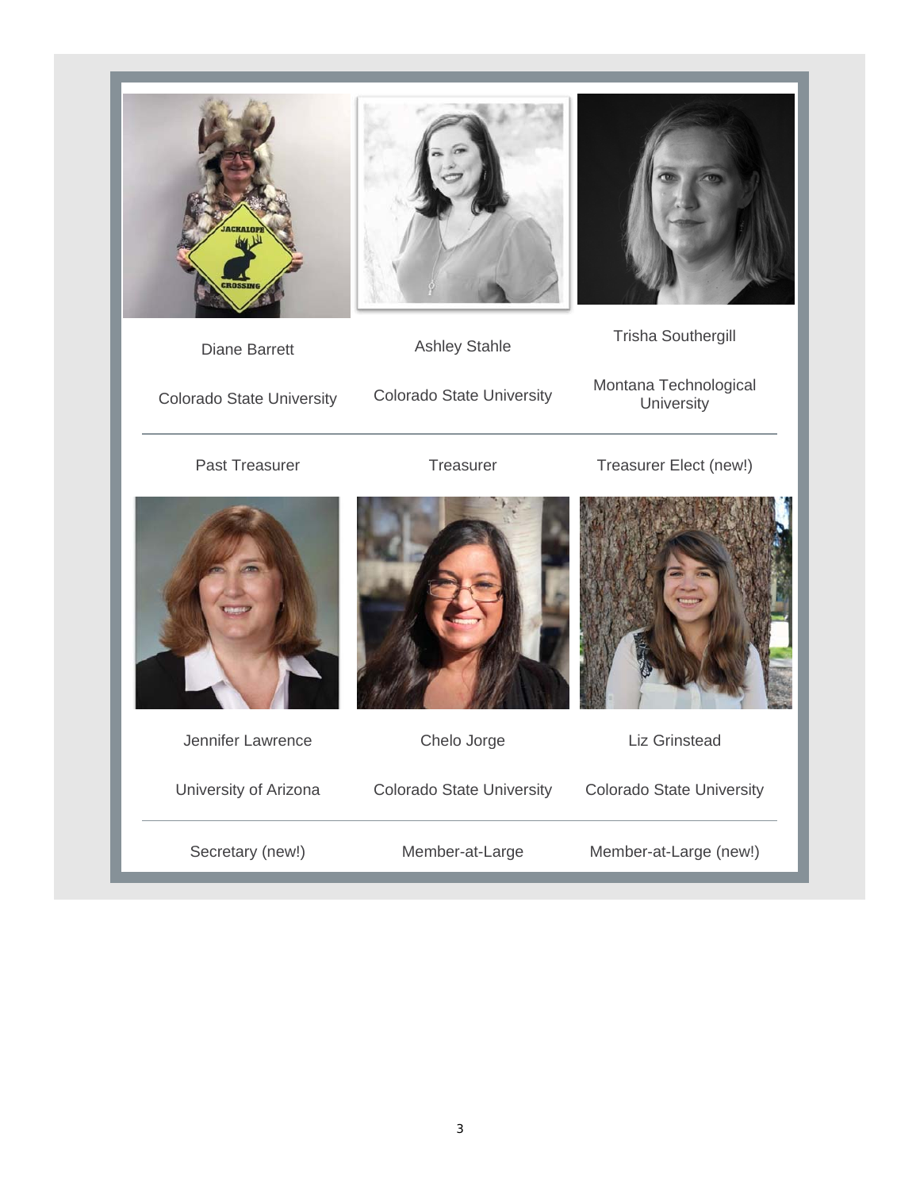| Diane Barrett | Ashley Stahle | Trisha Southergill |
| --- | --- | --- |
| Colorado State University | Colorado State University | Montana Technological University |
| Past Treasurer | Treasurer | Treasurer Elect (new!) |

| Jennifer Lawrence | Chelo Jorge | Liz Grinstead |
| --- | --- | --- |
| University of Arizona | Colorado State University | Colorado State University |
| Secretary (new!) | Member-at-Large | Member-at-Large (new!) |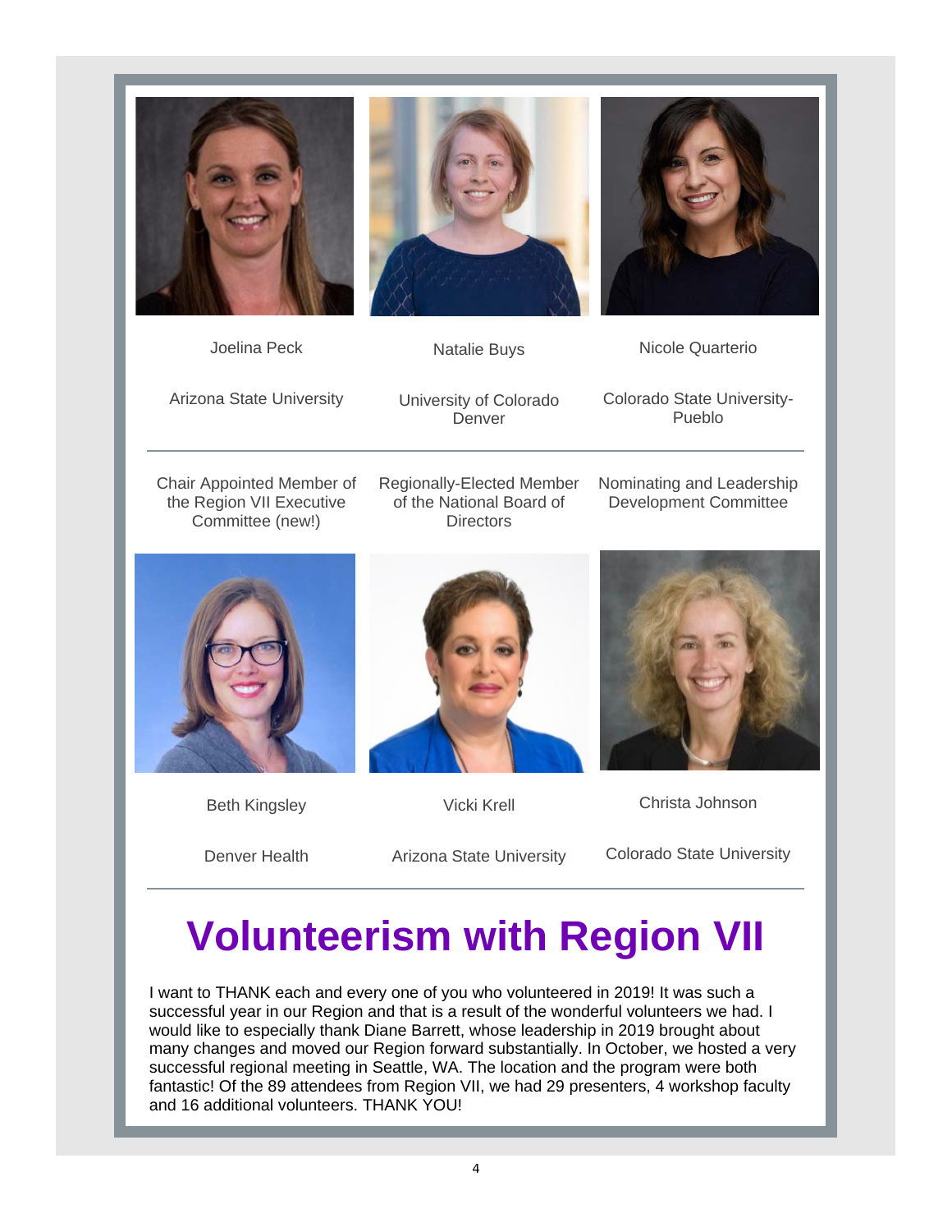| Joelina Peck | Natalie Buys | Nicole Quarterio |
| --- | --- | --- |
| Arizona State University | University of Colorado Denver | Colorado State University-Pueblo |
| Chair Appointed Member of the Region VII Executive Committee (new!) | Regionally-Elected Member of the National Board of Directors | Nominating and Leadership Development Committee |

| Beth Kingsley | Vicki Krell | Christa Johnson |
| --- | --- | --- |
| Denver Health | Arizona State University | Colorado State University |

# Volunteerism with Region VII

I want to THANK each and every one of you who volunteered in 2019! It was such a successful year in our Region and that is a result of the wonderful volunteers we had. I would like to especially thank Diane Barrett, whose leadership in 2019 brought about many changes and moved our Region forward substantially. In October, we hosted a very successful regional meeting in Seattle, WA. The location and the program were both fantastic! Of the 89 attendees from Region VII, we had 29 presenters, 4 workshop faculty and 16 additional volunteers. THANK YOU!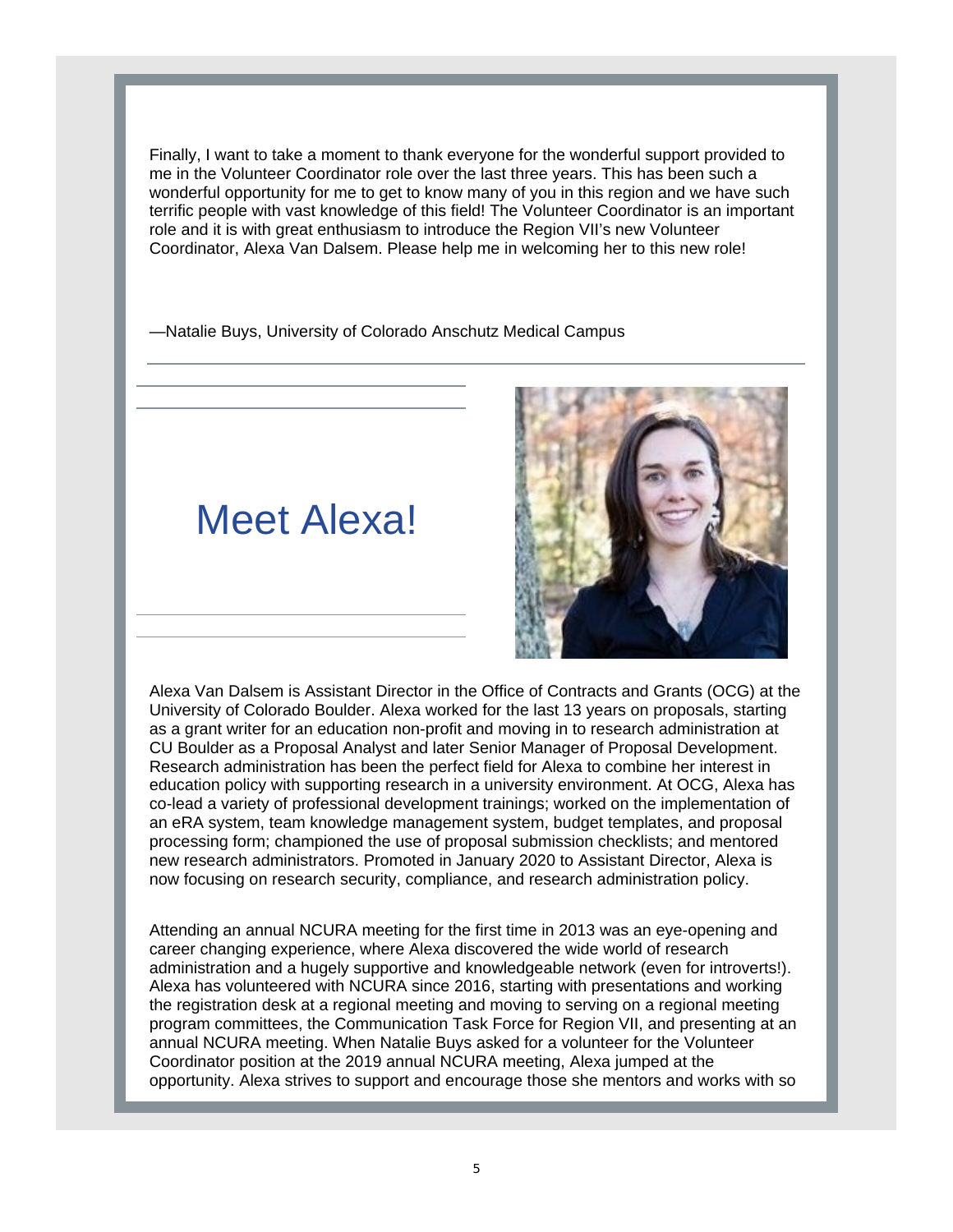Finally, I want to take a moment to thank everyone for the wonderful support provided to me in the Volunteer Coordinator role over the last three years. This has been such a wonderful opportunity for me to get to know many of you in this region and we have such terrific people with vast knowledge of this field! The Volunteer Coordinator is an important role and it is with great enthusiasm to introduce the Region VII's new Volunteer Coordinator, Alexa Van Dalsem. Please help me in welcoming her to this new role!

—Natalie Buys, University of Colorado Anschutz Medical Campus

---

## Meet Alexa!

Alexa Van Dalsem is Assistant Director in the Office of Contracts and Grants (OCG) at the University of Colorado Boulder. Alexa worked for the last 13 years on proposals, starting as a grant writer for an education non-profit and moving in to research administration at CU Boulder as a Proposal Analyst and later Senior Manager of Proposal Development. Research administration has been the perfect field for Alexa to combine her interest in education policy with supporting research in a university environment. At OCG, Alexa has co-lead a variety of professional development trainings; worked on the implementation of an eRA system, team knowledge management system, budget templates, and proposal processing form; championed the use of proposal submission checklists; and mentored new research administrators. Promoted in January 2020 to Assistant Director, Alexa is now focusing on research security, compliance, and research administration policy.

Attending an annual NCURA meeting for the first time in 2013 was an eye-opening and career changing experience, where Alexa discovered the wide world of research administration and a hugely supportive and knowledgeable network (even for introverts!). Alexa has volunteered with NCURA since 2016, starting with presentations and working the registration desk at a regional meeting and moving to serving on a regional meeting program committees, the Communication Task Force for Region VII, and presenting at an annual NCURA meeting. When Natalie Buys asked for a volunteer for the Volunteer Coordinator position at the 2019 annual NCURA meeting, Alexa jumped at the opportunity. Alexa strives to support and encourage those she mentors and works with so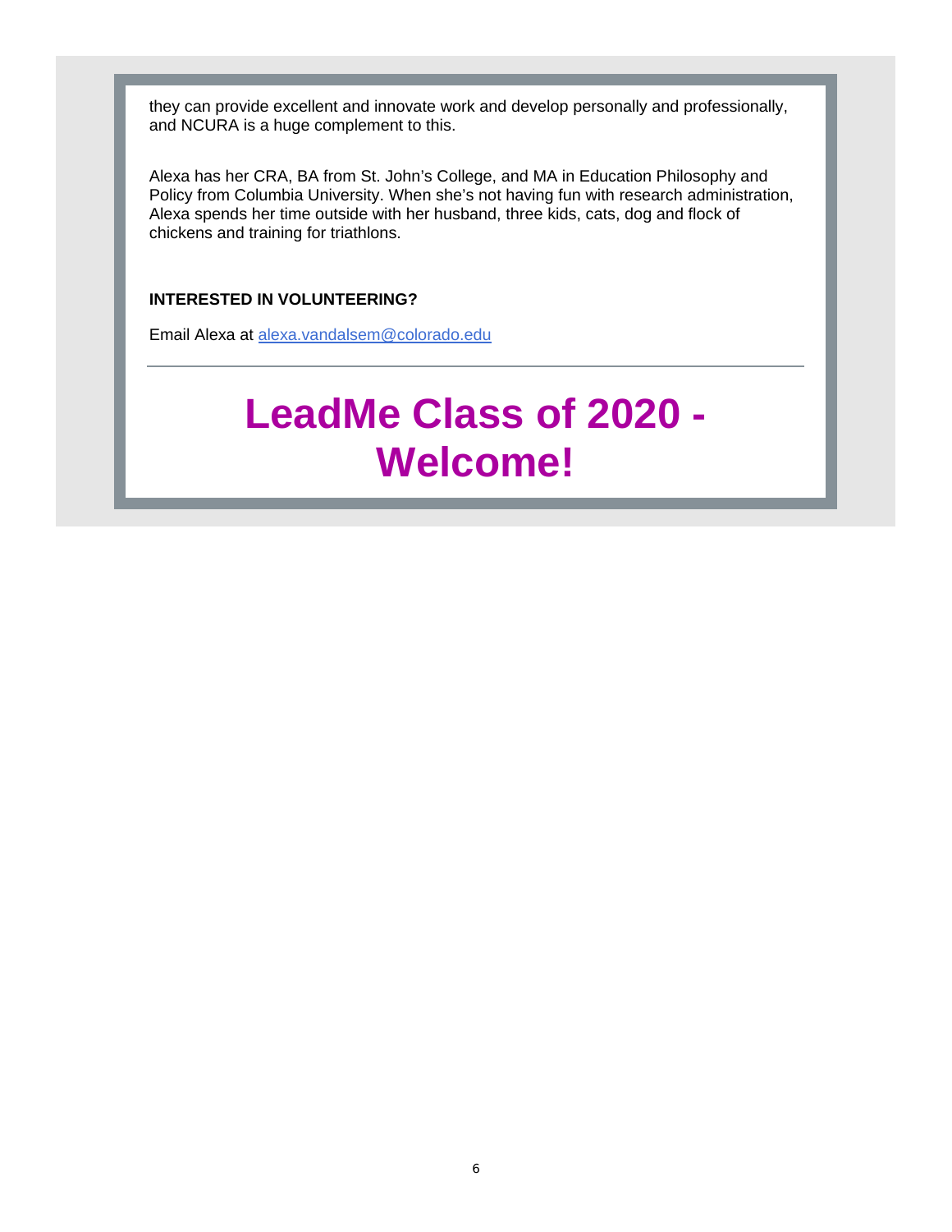they can provide excellent and innovate work and develop personally and professionally, and NCURA is a huge complement to this.

Alexa has her CRA, BA from St. John's College, and MA in Education Philosophy and Policy from Columbia University. When she's not having fun with research administration, Alexa spends her time outside with her husband, three kids, cats, dog and flock of chickens and training for triathlons.

**INTERESTED IN VOLUNTEERING?**

Email Alexa at alexa.vandalsem@colorado.edu

---

# LeadMe Class of 2020 - Welcome!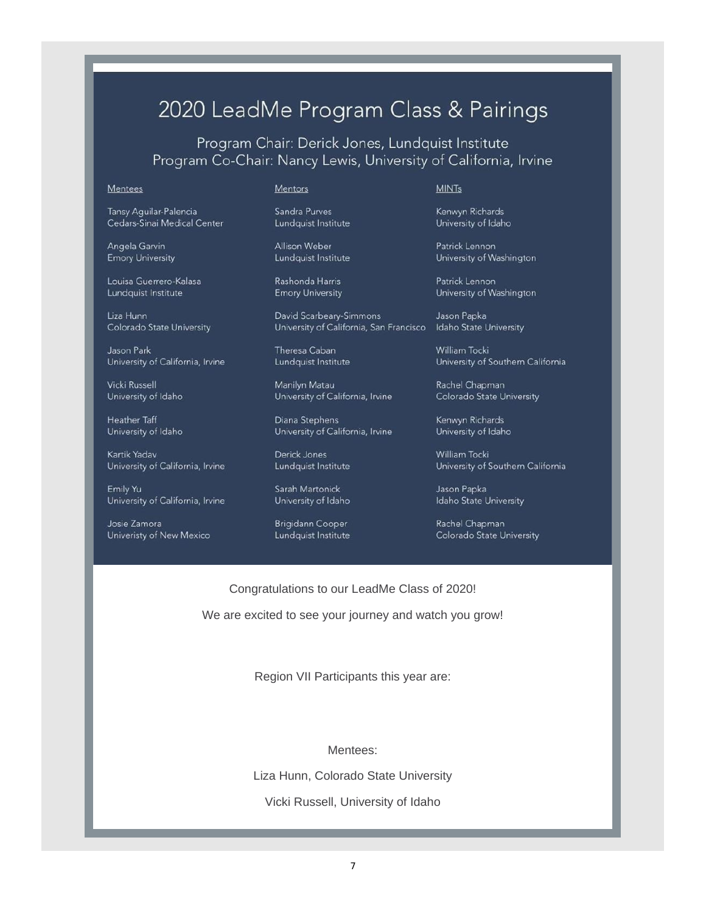# 2020 LeadMe Program Class & Pairings

Program Chair: Derick Jones, Lundquist Institute
Program Co-Chair: Nancy Lewis, University of California, Irvine

| Mentees | Mentors | MINTs |
| --- | --- | --- |
| Tansy Aguilar-Palencia<br>Cedars-Sinai Medical Center | Sandra Purves<br>Lundquist Institute | Kenwyn Richards<br>University of Idaho |
| Angela Garvin<br>Emory University | Allison Weber<br>Lundquist Institute | Patrick Lennon<br>University of Washington |
| Louisa Guerrero-Kalasa<br>Lundquist Institute | Rashonda Harris<br>Emory University | Patrick Lennon<br>University of Washington |
| Liza Hunn<br>Colorado State University | David Scarbeary-Simmons<br>University of California, San Francisco | Jason Papka<br>Idaho State University |
| Jason Park<br>University of California, Irvine | Theresa Caban<br>Lundquist Institute | William Tocki<br>University of Southern California |
| Vicki Russell<br>University of Idaho | Marilyn Matau<br>University of California, Irvine | Rachel Chapman<br>Colorado State University |
| Heather Taff<br>University of Idaho | Diana Stephens<br>University of California, Irvine | Kenwyn Richards<br>University of Idaho |
| Kartik Yadav<br>University of California, Irvine | Derick Jones<br>Lundquist Institute | William Tocki<br>University of Southern California |
| Emily Yu<br>University of California, Irvine | Sarah Martonick<br>University of Idaho | Jason Papka<br>Idaho State University |
| Josie Zamora<br>Univeristy of New Mexico | Brigidann Cooper<br>Lundquist Institute | Rachel Chapman<br>Colorado State University |

Congratulations to our LeadMe Class of 2020!

We are excited to see your journey and watch you grow!

Region VII Participants this year are:

Mentees:

Liza Hunn, Colorado State University

Vicki Russell, University of Idaho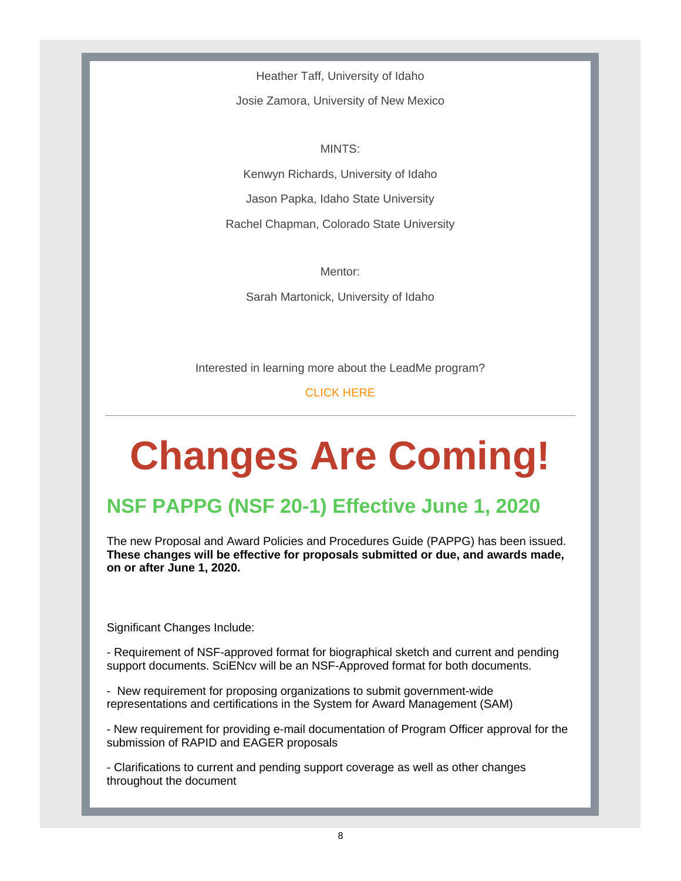Heather Taff, University of Idaho

Josie Zamora, University of New Mexico

MINTS:

Kenwyn Richards, University of Idaho

Jason Papka, Idaho State University

Rachel Chapman, Colorado State University

Mentor:

Sarah Martonick, University of Idaho

Interested in learning more about the LeadMe program?

CLICK HERE

---

# Changes Are Coming!

## NSF PAPPG (NSF 20-1) Effective June 1, 2020

The new Proposal and Award Policies and Procedures Guide (PAPPG) has been issued. **These changes will be effective for proposals submitted or due, and awards made, on or after June 1, 2020.**

Significant Changes Include:

- Requirement of NSF-approved format for biographical sketch and current and pending support documents. SciENcv will be an NSF-Approved format for both documents.

- New requirement for proposing organizations to submit government-wide representations and certifications in the System for Award Management (SAM)

- New requirement for providing e-mail documentation of Program Officer approval for the submission of RAPID and EAGER proposals

- Clarifications to current and pending support coverage as well as other changes throughout the document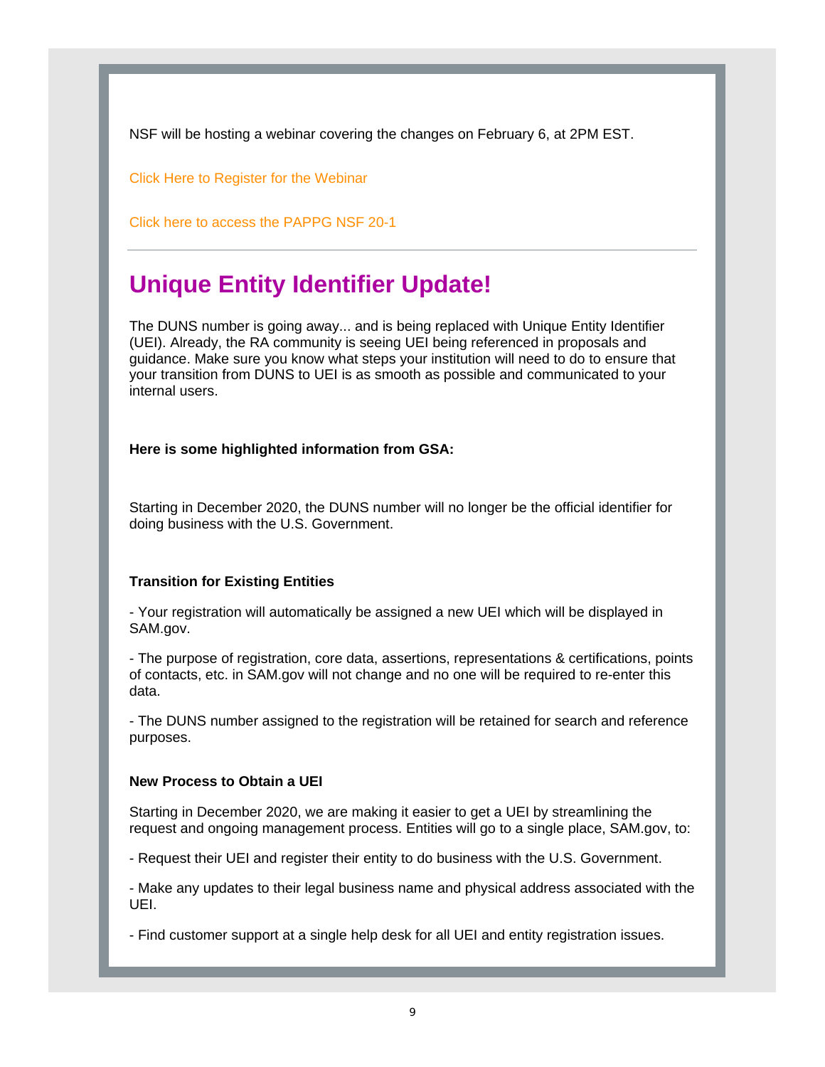NSF will be hosting a webinar covering the changes on February 6, at 2PM EST.

Click Here to Register for the Webinar

Click here to access the PAPPG NSF 20-1

---

## Unique Entity Identifier Update!

The DUNS number is going away... and is being replaced with Unique Entity Identifier (UEI). Already, the RA community is seeing UEI being referenced in proposals and guidance. Make sure you know what steps your institution will need to do to ensure that your transition from DUNS to UEI is as smooth as possible and communicated to your internal users.

**Here is some highlighted information from GSA:**

Starting in December 2020, the DUNS number will no longer be the official identifier for doing business with the U.S. Government.

**Transition for Existing Entities**

- Your registration will automatically be assigned a new UEI which will be displayed in SAM.gov.

- The purpose of registration, core data, assertions, representations & certifications, points of contacts, etc. in SAM.gov will not change and no one will be required to re-enter this data.

- The DUNS number assigned to the registration will be retained for search and reference purposes.

**New Process to Obtain a UEI**

Starting in December 2020, we are making it easier to get a UEI by streamlining the request and ongoing management process. Entities will go to a single place, SAM.gov, to:

- Request their UEI and register their entity to do business with the U.S. Government.

- Make any updates to their legal business name and physical address associated with the UEI.

- Find customer support at a single help desk for all UEI and entity registration issues.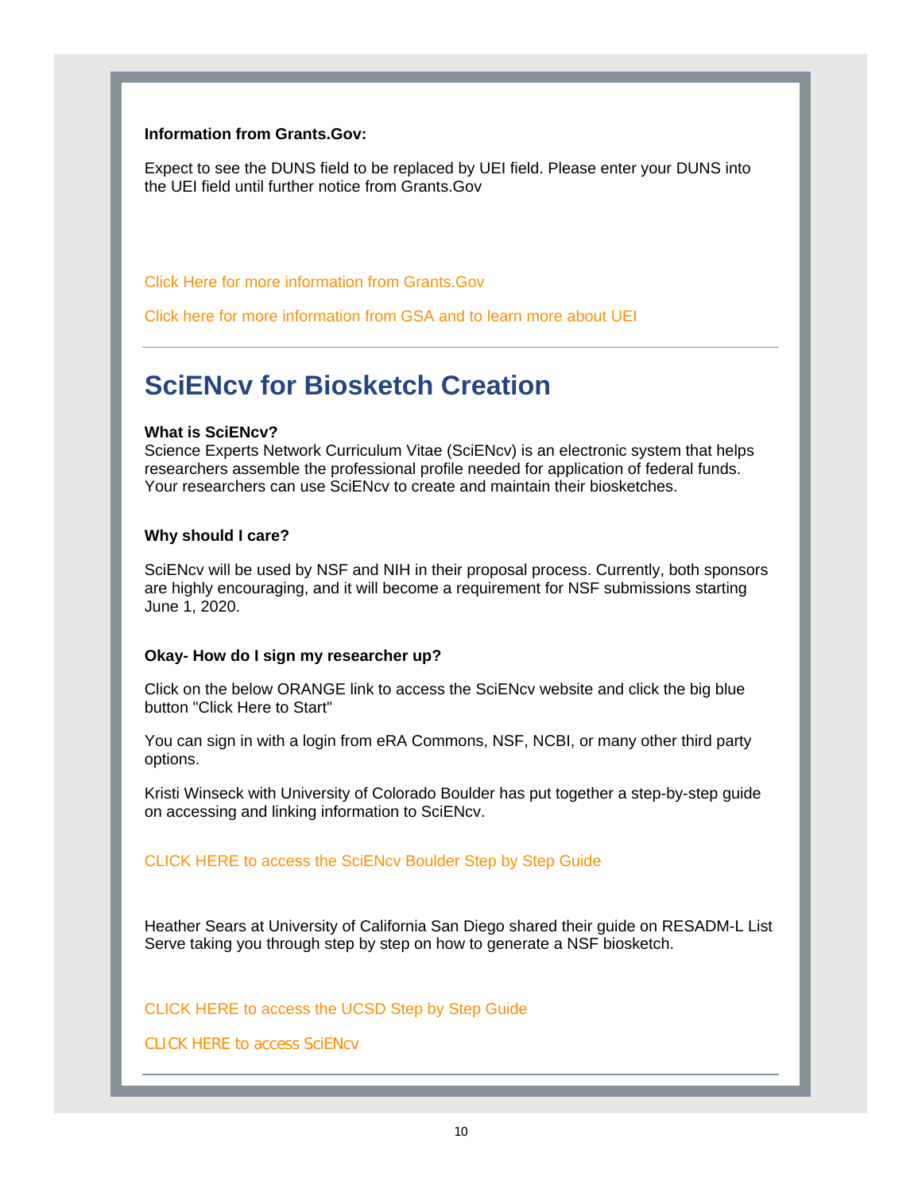**Information from Grants.Gov:**

Expect to see the DUNS field to be replaced by UEI field. Please enter your DUNS into the UEI field until further notice from Grants.Gov

Click Here for more information from Grants.Gov

Click here for more information from GSA and to learn more about UEI

---

# SciENcv for Biosketch Creation

**What is SciENcv?**
Science Experts Network Curriculum Vitae (SciENcv) is an electronic system that helps researchers assemble the professional profile needed for application of federal funds. Your researchers can use SciENcv to create and maintain their biosketches.

**Why should I care?**

SciENcv will be used by NSF and NIH in their proposal process. Currently, both sponsors are highly encouraging, and it will become a requirement for NSF submissions starting June 1, 2020.

**Okay- How do I sign my researcher up?**

Click on the below ORANGE link to access the SciENcv website and click the big blue button "Click Here to Start"

You can sign in with a login from eRA Commons, NSF, NCBI, or many other third party options.

Kristi Winseck with University of Colorado Boulder has put together a step-by-step guide on accessing and linking information to SciENcv.

CLICK HERE to access the SciENcv Boulder Step by Step Guide

Heather Sears at University of California San Diego shared their guide on RESADM-L List Serve taking you through step by step on how to generate a NSF biosketch.

CLICK HERE to access the UCSD Step by Step Guide

CLICK HERE to access SciENcv

---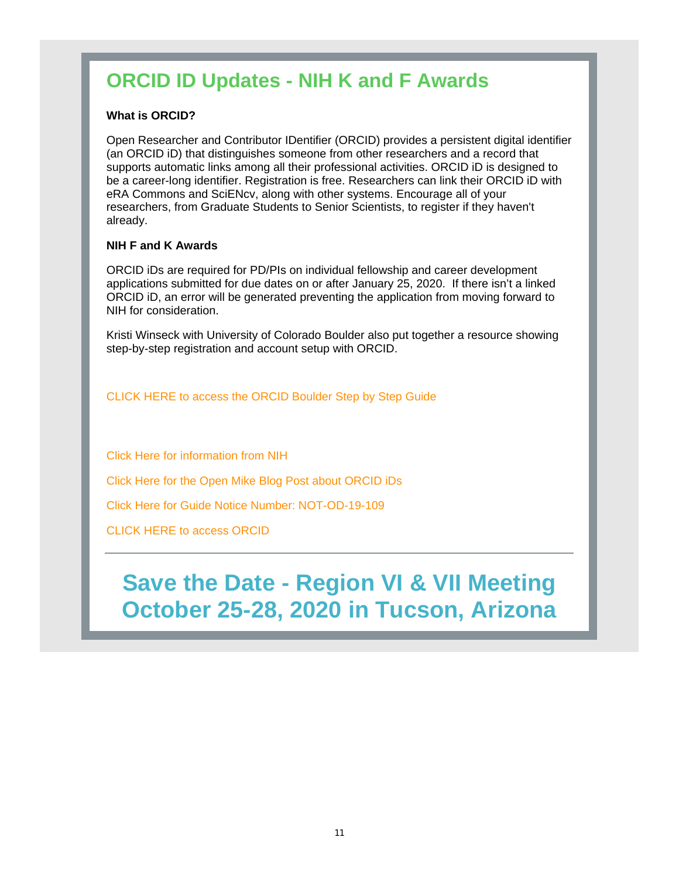## ORCID ID Updates - NIH K and F Awards

**What is ORCID?**

Open Researcher and Contributor IDentifier (ORCID) provides a persistent digital identifier (an ORCID iD) that distinguishes someone from other researchers and a record that supports automatic links among all their professional activities. ORCID iD is designed to be a career-long identifier. Registration is free. Researchers can link their ORCID iD with eRA Commons and SciENcv, along with other systems. Encourage all of your researchers, from Graduate Students to Senior Scientists, to register if they haven't already.

**NIH F and K Awards**

ORCID iDs are required for PD/PIs on individual fellowship and career development applications submitted for due dates on or after January 25, 2020. If there isn't a linked ORCID iD, an error will be generated preventing the application from moving forward to NIH for consideration.

Kristi Winseck with University of Colorado Boulder also put together a resource showing step-by-step registration and account setup with ORCID.

CLICK HERE to access the ORCID Boulder Step by Step Guide

Click Here for information from NIH

Click Here for the Open Mike Blog Post about ORCID iDs

Click Here for Guide Notice Number: NOT-OD-19-109

CLICK HERE to access ORCID

---

## Save the Date - Region VI & VII Meeting October 25-28, 2020 in Tucson, Arizona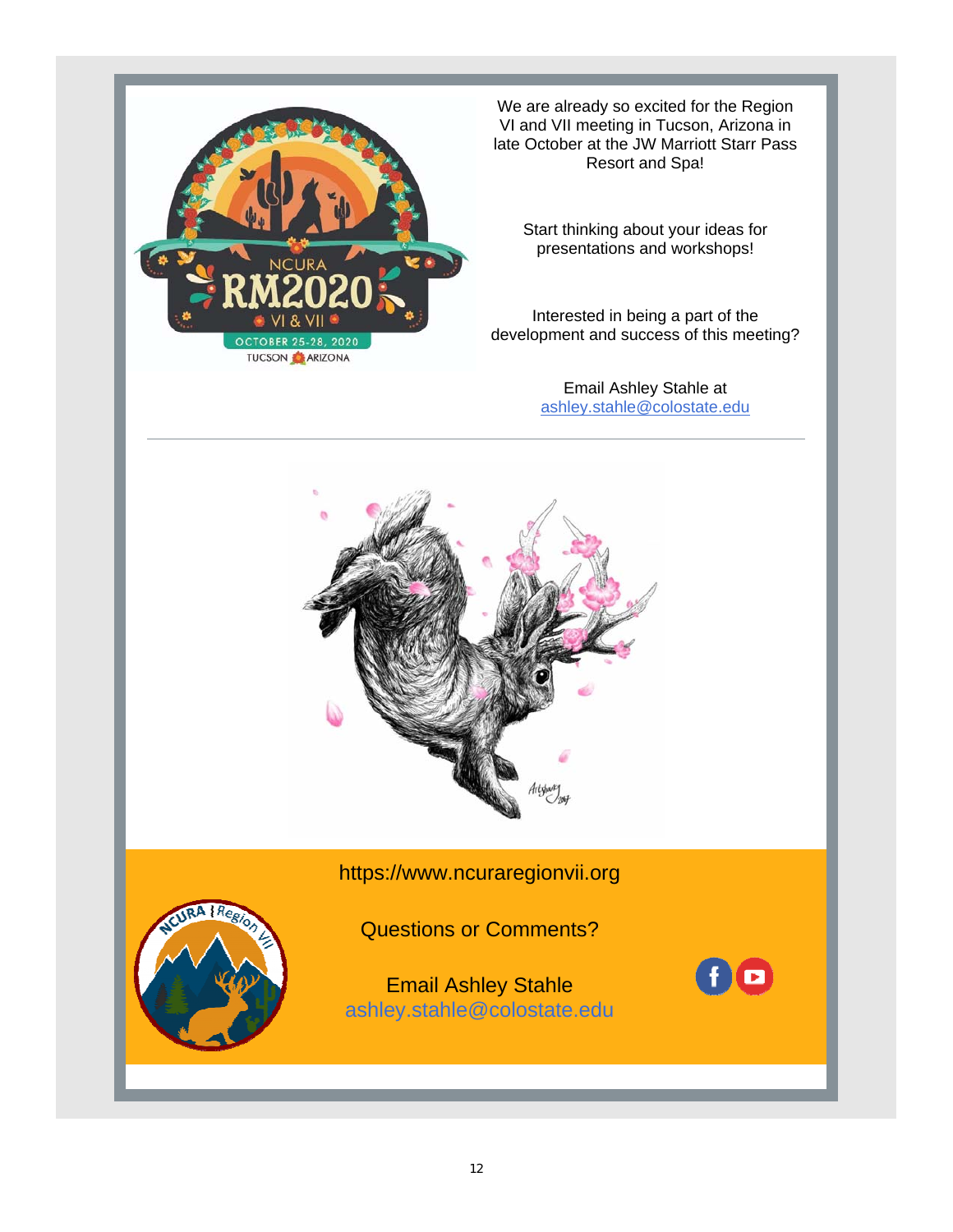We are already so excited for the Region VI and VII meeting in Tucson, Arizona in late October at the JW Marriott Starr Pass Resort and Spa!

Start thinking about your ideas for presentations and workshops!

Interested in being a part of the development and success of this meeting?

Email Ashley Stahle at
ashley.stahle@colostate.edu

---

https://www.ncuraregionvii.org

Questions or Comments?

Email Ashley Stahle
ashley.stahle@colostate.edu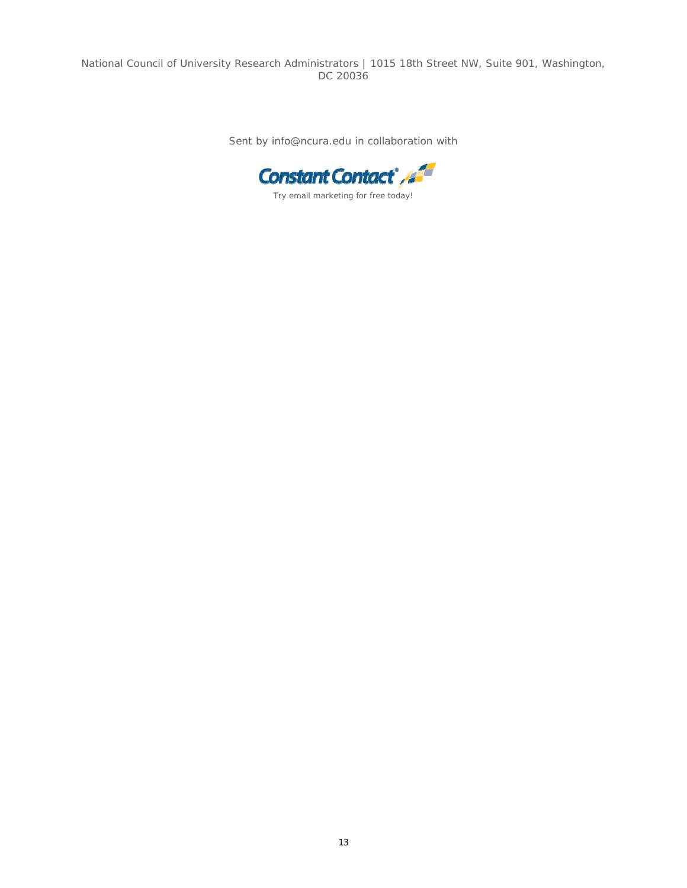National Council of University Research Administrators | 1015 18th Street NW, Suite 901, Washington, DC 20036

Sent by info@ncura.edu in collaboration with

Constant Contact

Try email marketing for free today!